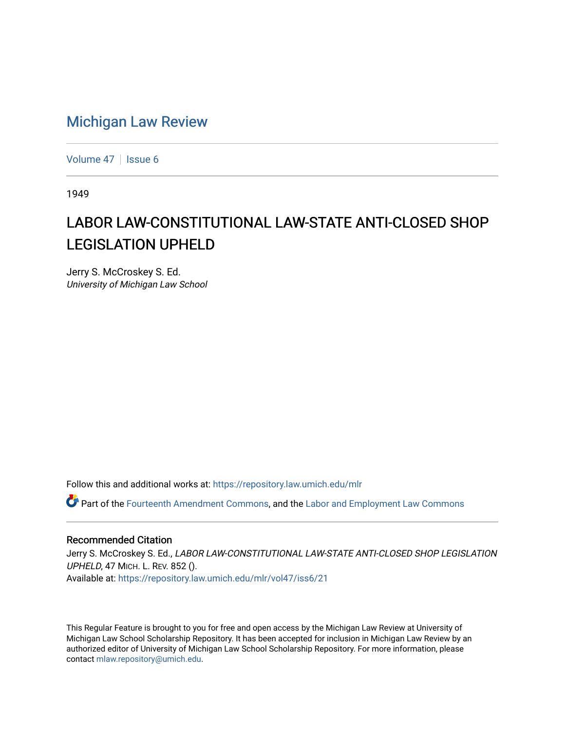# Michigan Law Review

Volume 47 | Issue 6

1949

## LABOR LAW-CONSTITUTIONAL LAW-STATE ANTI-CLOSED SHOP LEGISLATION UPHELD

Jerry S. McCroskey S. Ed.
*University of Michigan Law School*

Follow this and additional works at: https://repository.law.umich.edu/mlr

Part of the Fourteenth Amendment Commons, and the Labor and Employment Law Commons

### Recommended Citation

Jerry S. McCroskey S. Ed., *LABOR LAW-CONSTITUTIONAL LAW-STATE ANTI-CLOSED SHOP LEGISLATION UPHELD*, 47 MICH. L. REV. 852 ().
Available at: https://repository.law.umich.edu/mlr/vol47/iss6/21

This Regular Feature is brought to you for free and open access by the Michigan Law Review at University of Michigan Law School Scholarship Repository. It has been accepted for inclusion in Michigan Law Review by an authorized editor of University of Michigan Law School Scholarship Repository. For more information, please contact mlaw.repository@umich.edu.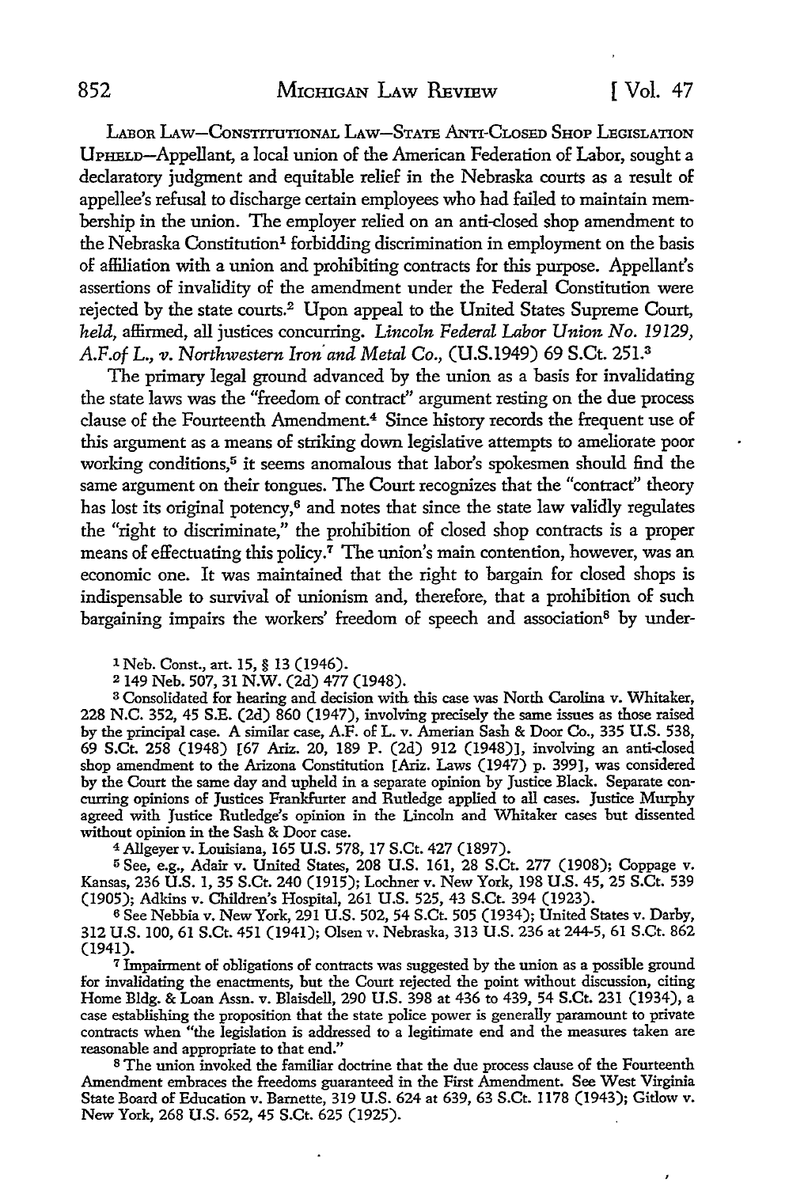LABOR LAW—CONSTITUTIONAL LAW—STATE ANTI-CLOSED SHOP LEGISLATION UPHELD—Appellant, a local union of the American Federation of Labor, sought a declaratory judgment and equitable relief in the Nebraska courts as a result of appellee's refusal to discharge certain employees who had failed to maintain membership in the union. The employer relied on an anti-closed shop amendment to the Nebraska Constitution[1] forbidding discrimination in employment on the basis of affiliation with a union and prohibiting contracts for this purpose. Appellant's assertions of invalidity of the amendment under the Federal Constitution were rejected by the state courts.[2] Upon appeal to the United States Supreme Court, *held,* affirmed, all justices concurring. *Lincoln Federal Labor Union No. 19129, A.F.of L., v. Northwestern Iron and Metal Co.,* (U.S.1949) 69 S.Ct. 251.[3]

The primary legal ground advanced by the union as a basis for invalidating the state laws was the "freedom of contract" argument resting on the due process clause of the Fourteenth Amendment.[4] Since history records the frequent use of this argument as a means of striking down legislative attempts to ameliorate poor working conditions,[5] it seems anomalous that labor's spokesmen should find the same argument on their tongues. The Court recognizes that the "contract" theory has lost its original potency,[6] and notes that since the state law validly regulates the "right to discriminate," the prohibition of closed shop contracts is a proper means of effectuating this policy.[7] The union's main contention, however, was an economic one. It was maintained that the right to bargain for closed shops is indispensable to survival of unionism and, therefore, that a prohibition of such bargaining impairs the workers' freedom of speech and association[8] by under-

[1] Neb. Const., art. 15, § 13 (1946).

[2] 149 Neb. 507, 31 N.W. (2d) 477 (1948).

[3] Consolidated for hearing and decision with this case was North Carolina v. Whitaker, 228 N.C. 352, 45 S.E. (2d) 860 (1947), involving precisely the same issues as those raised by the principal case. A similar case, A.F. of L. v. Amerian Sash & Door Co., 335 U.S. 538, 69 S.Ct. 258 (1948) [67 Ariz. 20, 189 P. (2d) 912 (1948)], involving an anti-closed shop amendment to the Arizona Constitution [Ariz. Laws (1947) p. 399], was considered by the Court the same day and upheld in a separate opinion by Justice Black. Separate concurring opinions of Justices Frankfurter and Rutledge applied to all cases. Justice Murphy agreed with Justice Rutledge's opinion in the Lincoln and Whitaker cases but dissented without opinion in the Sash & Door case.

[4] Allgeyer v. Louisiana, 165 U.S. 578, 17 S.Ct. 427 (1897).

[5] See, e.g., Adair v. United States, 208 U.S. 161, 28 S.Ct. 277 (1908); Coppage v. Kansas, 236 U.S. 1, 35 S.Ct. 240 (1915); Lochner v. New York, 198 U.S. 45, 25 S.Ct. 539 (1905); Adkins v. Children's Hospital, 261 U.S. 525, 43 S.Ct. 394 (1923).

[6] See Nebbia v. New York, 291 U.S. 502, 54 S.Ct. 505 (1934); United States v. Darby, 312 U.S. 100, 61 S.Ct. 451 (1941); Olsen v. Nebraska, 313 U.S. 236 at 244-5, 61 S.Ct. 862 (1941).

[7] Impairment of obligations of contracts was suggested by the union as a possible ground for invalidating the enactments, but the Court rejected the point without discussion, citing Home Bldg. & Loan Assn. v. Blaisdell, 290 U.S. 398 at 436 to 439, 54 S.Ct. 231 (1934), a case establishing the proposition that the state police power is generally paramount to private contracts when "the legislation is addressed to a legitimate end and the measures taken are reasonable and appropriate to that end."

[8] The union invoked the familiar doctrine that the due process clause of the Fourteenth Amendment embraces the freedoms guaranteed in the First Amendment. See West Virginia State Board of Education v. Barnette, 319 U.S. 624 at 639, 63 S.Ct. 1178 (1943); Gitlow v. New York, 268 U.S. 652, 45 S.Ct. 625 (1925).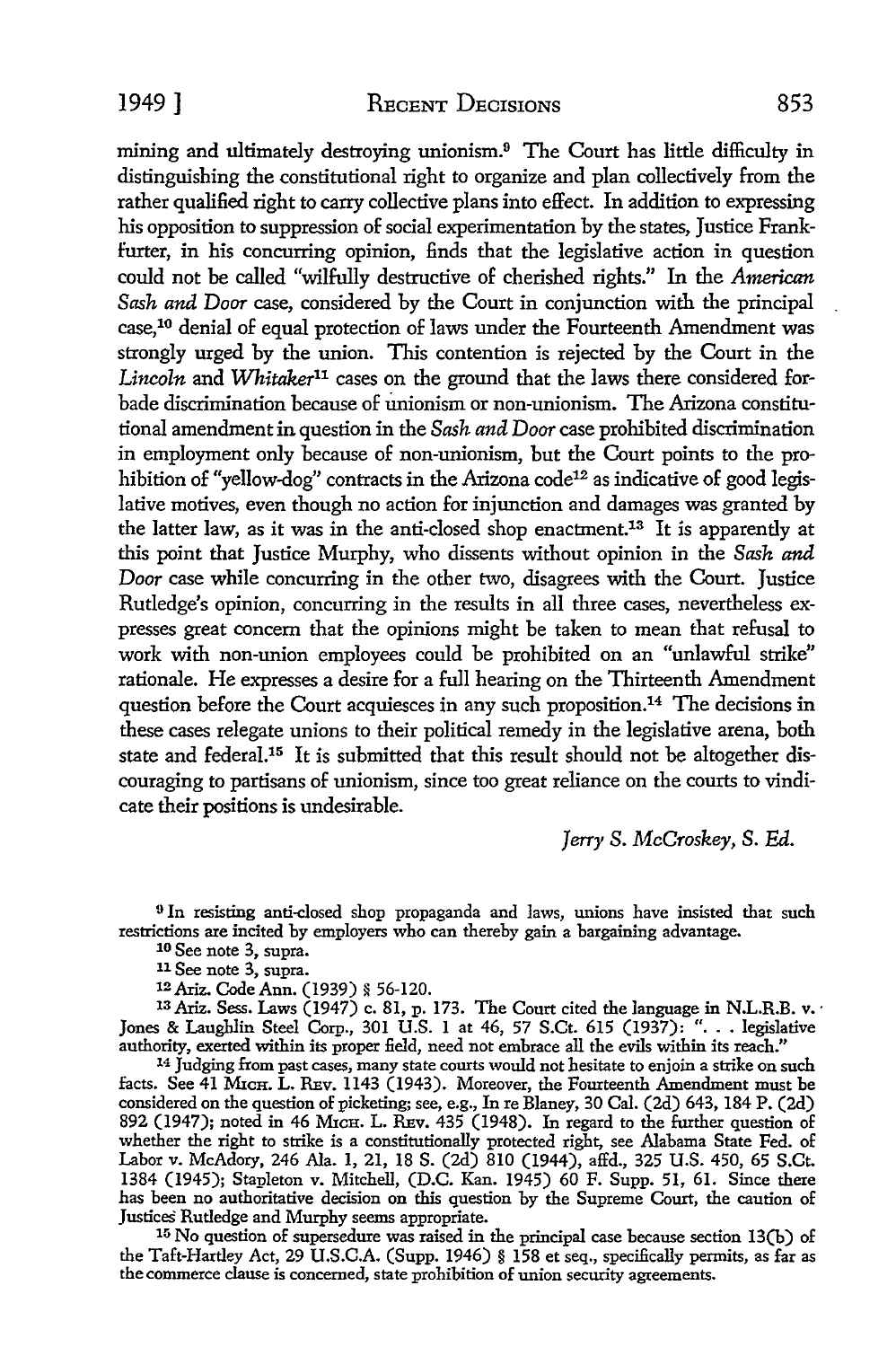mining and ultimately destroying unionism.[9] The Court has little difficulty in distinguishing the constitutional right to organize and plan collectively from the rather qualified right to carry collective plans into effect. In addition to expressing his opposition to suppression of social experimentation by the states, Justice Frankfurter, in his concurring opinion, finds that the legislative action in question could not be called "wilfully destructive of cherished rights." In the *American Sash and Door* case, considered by the Court in conjunction with the principal case,[10] denial of equal protection of laws under the Fourteenth Amendment was strongly urged by the union. This contention is rejected by the Court in the *Lincoln* and *Whitaker*[11] cases on the ground that the laws there considered forbade discrimination because of unionism or non-unionism. The Arizona constitutional amendment in question in the *Sash and Door* case prohibited discrimination in employment only because of non-unionism, but the Court points to the prohibition of "yellow-dog" contracts in the Arizona code[12] as indicative of good legislative motives, even though no action for injunction and damages was granted by the latter law, as it was in the anti-closed shop enactment.[13] It is apparently at this point that Justice Murphy, who dissents without opinion in the *Sash and Door* case while concurring in the other two, disagrees with the Court. Justice Rutledge's opinion, concurring in the results in all three cases, nevertheless expresses great concern that the opinions might be taken to mean that refusal to work with non-union employees could be prohibited on an "unlawful strike" rationale. He expresses a desire for a full hearing on the Thirteenth Amendment question before the Court acquiesces in any such proposition.[14] The decisions in these cases relegate unions to their political remedy in the legislative arena, both state and federal.[15] It is submitted that this result should not be altogether discouraging to partisans of unionism, since too great reliance on the courts to vindicate their positions is undesirable.

*Jerry S. McCroskey, S. Ed.*

---

[9] In resisting anti-closed shop propaganda and laws, unions have insisted that such restrictions are incited by employers who can thereby gain a bargaining advantage.

[10] See note 3, supra.

[11] See note 3, supra.

[12] Ariz. Code Ann. (1939) § 56-120.

[13] Ariz. Sess. Laws (1947) c. 81, p. 173. The Court cited the language in N.L.R.B. v. Jones & Laughlin Steel Corp., 301 U.S. 1 at 46, 57 S.Ct. 615 (1937): ". . . legislative authority, exerted within its proper field, need not embrace all the evils within its reach."

[14] Judging from past cases, many state courts would not hesitate to enjoin a strike on such facts. See 41 Mich. L. Rev. 1143 (1943). Moreover, the Fourteenth Amendment must be considered on the question of picketing; see, e.g., In re Blaney, 30 Cal. (2d) 643, 184 P. (2d) 892 (1947); noted in 46 Mich. L. Rev. 435 (1948). In regard to the further question of whether the right to strike is a constitutionally protected right, see Alabama State Fed. of Labor v. McAdory, 246 Ala. 1, 21, 18 S. (2d) 810 (1944), affd., 325 U.S. 450, 65 S.Ct. 1384 (1945); Stapleton v. Mitchell, (D.C. Kan. 1945) 60 F. Supp. 51, 61. Since there has been no authoritative decision on this question by the Supreme Court, the caution of Justices Rutledge and Murphy seems appropriate.

[15] No question of supersedure was raised in the principal case because section 13(b) of the Taft-Hartley Act, 29 U.S.C.A. (Supp. 1946) § 158 et seq., specifically permits, as far as the commerce clause is concerned, state prohibition of union security agreements.